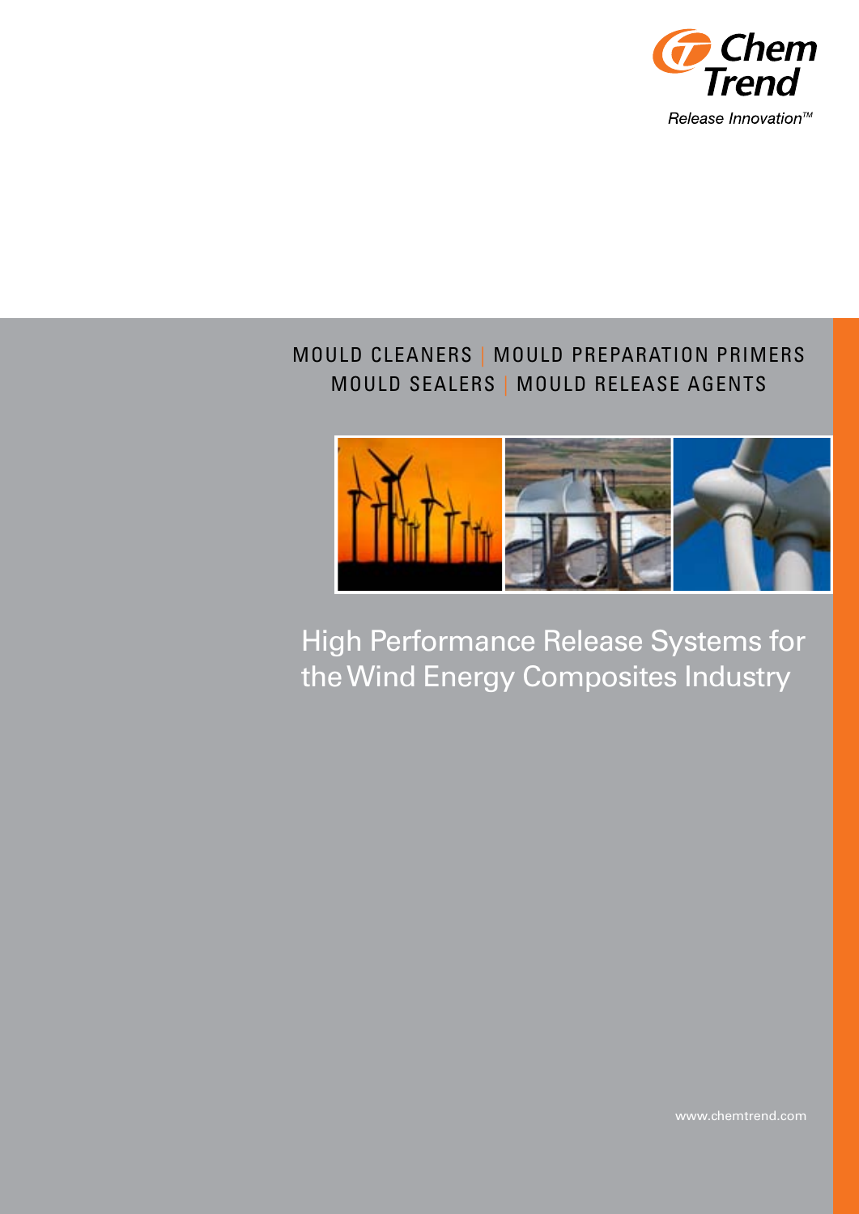Chem Trend

*Release Innovation™*

MOULD CLEANERS | MOULD PREPARATION PRIMERS
MOULD SEALERS | MOULD RELEASE AGENTS

# High Performance Release Systems for the Wind Energy Composites Industry

www.chemtrend.com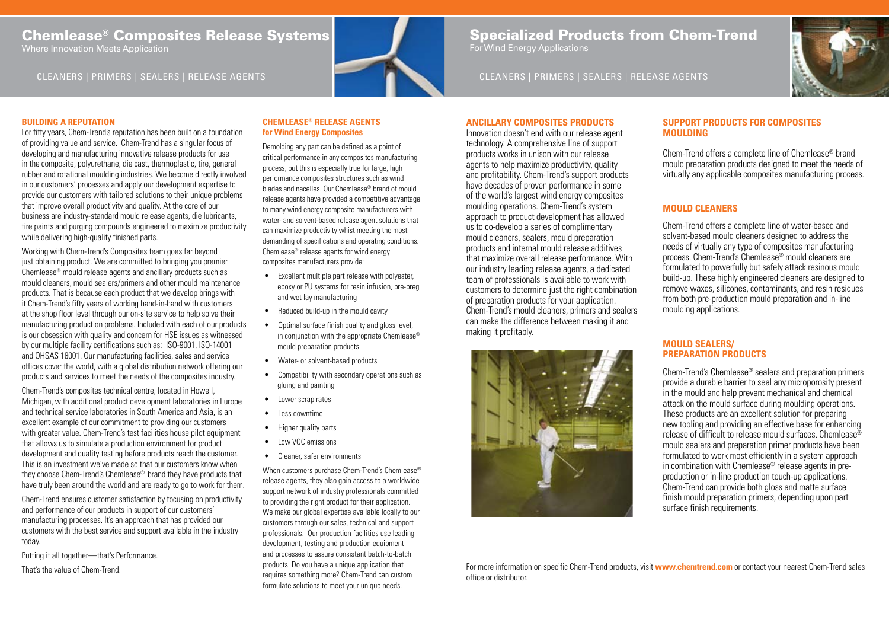# Chemlease® Composites Release Systems

Where Innovation Meets Application

CLEANERS | PRIMERS | SEALERS | RELEASE AGENTS

## BUILDING A REPUTATION

For fifty years, Chem-Trend's reputation has been built on a foundation of providing value and service. Chem-Trend has a singular focus of developing and manufacturing innovative release products for use in the composite, polyurethane, die cast, thermoplastic, tire, general rubber and rotational moulding industries. We become directly involved in our customers' processes and apply our development expertise to provide our customers with tailored solutions to their unique problems that improve overall productivity and quality. At the core of our business are industry-standard mould release agents, die lubricants, tire paints and purging compounds engineered to maximize productivity while delivering high-quality finished parts.

Working with Chem-Trend's Composites team goes far beyond just obtaining product. We are committed to bringing you premier Chemlease® mould release agents and ancillary products such as mould cleaners, mould sealers/primers and other mould maintenance products. That is because each product that we develop brings with it Chem-Trend's fifty years of working hand-in-hand with customers at the shop floor level through our on-site service to help solve their manufacturing production problems. Included with each of our products is our obsession with quality and concern for HSE issues as witnessed by our multiple facility certifications such as: ISO-9001, ISO-14001 and OHSAS 18001. Our manufacturing facilities, sales and service offices cover the world, with a global distribution network offering our products and services to meet the needs of the composites industry.

Chem-Trend's composites technical centre, located in Howell, Michigan, with additional product development laboratories in Europe and technical service laboratories in South America and Asia, is an excellent example of our commitment to providing our customers with greater value. Chem-Trend's test facilities house pilot equipment that allows us to simulate a production environment for product development and quality testing before products reach the customer. This is an investment we've made so that our customers know when they choose Chem-Trend's Chemlease® brand they have products that have truly been around the world and are ready to go to work for them.

Chem-Trend ensures customer satisfaction by focusing on productivity and performance of our products in support of our customers' manufacturing processes. It's an approach that has provided our customers with the best service and support available in the industry today.

Putting it all together—that's Performance.

That's the value of Chem-Trend.

## CHEMLEASE® RELEASE AGENTS for Wind Energy Composites

Demolding any part can be defined as a point of critical performance in any composites manufacturing process, but this is especially true for large, high performance composites structures such as wind blades and nacelles. Our Chemlease® brand of mould release agents have provided a competitive advantage to many wind energy composite manufacturers with water- and solvent-based release agent solutions that can maximize productivity whist meeting the most demanding of specifications and operating conditions. Chemlease® release agents for wind energy composites manufacturers provide:

- Excellent multiple part release with polyester, epoxy or PU systems for resin infusion, pre-preg and wet lay manufacturing
- Reduced build-up in the mould cavity
- Optimal surface finish quality and gloss level, in conjunction with the appropriate Chemlease® mould preparation products
- Water- or solvent-based products
- Compatibility with secondary operations such as gluing and painting
- Lower scrap rates
- Less downtime
- Higher quality parts
- Low VOC emissions
- Cleaner, safer environments

When customers purchase Chem-Trend's Chemlease® release agents, they also gain access to a worldwide support network of industry professionals committed to providing the right product for their application. We make our global expertise available locally to our customers through our sales, technical and support professionals. Our production facilities use leading development, testing and production equipment and processes to assure consistent batch-to-batch products. Do you have a unique application that requires something more? Chem-Trend can custom formulate solutions to meet your unique needs.

# Specialized Products from Chem-Trend

For Wind Energy Applications

CLEANERS | PRIMERS | SEALERS | RELEASE AGENTS

## ANCILLARY COMPOSITES PRODUCTS

Innovation doesn't end with our release agent technology. A comprehensive line of support products works in unison with our release agents to help maximize productivity, quality and profitability. Chem-Trend's support products have decades of proven performance in some of the world's largest wind energy composites moulding operations. Chem-Trend's system approach to product development has allowed us to co-develop a series of complimentary mould cleaners, sealers, mould preparation products and internal mould release additives that maximize overall release performance. With our industry leading release agents, a dedicated team of professionals is available to work with customers to determine just the right combination of preparation products for your application. Chem-Trend's mould cleaners, primers and sealers can make the difference between making it and making it profitably.

## SUPPORT PRODUCTS FOR COMPOSITES MOULDING

Chem-Trend offers a complete line of Chemlease® brand mould preparation products designed to meet the needs of virtually any applicable composites manufacturing process.

## MOULD CLEANERS

Chem-Trend offers a complete line of water-based and solvent-based mould cleaners designed to address the needs of virtually any type of composites manufacturing process. Chem-Trend's Chemlease® mould cleaners are formulated to powerfully but safely attack resinous mould build-up. These highly engineered cleaners are designed to remove waxes, silicones, contaminants, and resin residues from both pre-production mould preparation and in-line moulding applications.

## MOULD SEALERS/ PREPARATION PRODUCTS

Chem-Trend's Chemlease® sealers and preparation primers provide a durable barrier to seal any microporosity present in the mould and help prevent mechanical and chemical attack on the mould surface during moulding operations. These products are an excellent solution for preparing new tooling and providing an effective base for enhancing release of difficult to release mould surfaces. Chemlease® mould sealers and preparation primer products have been formulated to work most efficiently in a system approach in combination with Chemlease® release agents in pre-production or in-line production touch-up applications. Chem-Trend can provide both gloss and matte surface finish mould preparation primers, depending upon part surface finish requirements.

For more information on specific Chem-Trend products, visit **www.chemtrend.com** or contact your nearest Chem-Trend sales office or distributor.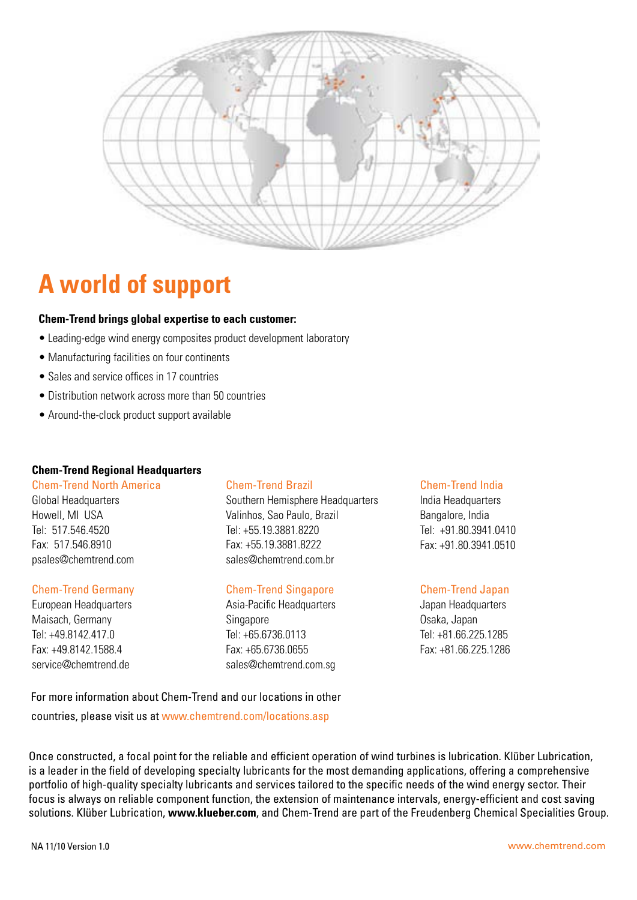# A world of support

**Chem-Trend brings global expertise to each customer:**

- Leading-edge wind energy composites product development laboratory
- Manufacturing facilities on four continents
- Sales and service offices in 17 countries
- Distribution network across more than 50 countries
- Around-the-clock product support available

### Chem-Trend Regional Headquarters

**Chem-Trend North America**
Global Headquarters
Howell, MI USA
Tel: 517.546.4520
Fax: 517.546.8910
psales@chemtrend.com

**Chem-Trend Brazil**
Southern Hemisphere Headquarters
Valinhos, Sao Paulo, Brazil
Tel: +55.19.3881.8220
Fax: +55.19.3881.8222
sales@chemtrend.com.br

**Chem-Trend India**
India Headquarters
Bangalore, India
Tel: +91.80.3941.0410
Fax: +91.80.3941.0510

**Chem-Trend Germany**
European Headquarters
Maisach, Germany
Tel: +49.8142.417.0
Fax: +49.8142.1588.4
service@chemtrend.de

**Chem-Trend Singapore**
Asia-Pacific Headquarters
Singapore
Tel: +65.6736.0113
Fax: +65.6736.0655
sales@chemtrend.com.sg

**Chem-Trend Japan**
Japan Headquarters
Osaka, Japan
Tel: +81.66.225.1285
Fax: +81.66.225.1286

For more information about Chem-Trend and our locations in other countries, please visit us at www.chemtrend.com/locations.asp

Once constructed, a focal point for the reliable and efficient operation of wind turbines is lubrication. Klüber Lubrication, is a leader in the field of developing specialty lubricants for the most demanding applications, offering a comprehensive portfolio of high-quality specialty lubricants and services tailored to the specific needs of the wind energy sector. Their focus is always on reliable component function, the extension of maintenance intervals, energy-efficient and cost saving solutions. Klüber Lubrication, **www.klueber.com**, and Chem-Trend are part of the Freudenberg Chemical Specialities Group.

NA 11/10 Version 1.0

www.chemtrend.com